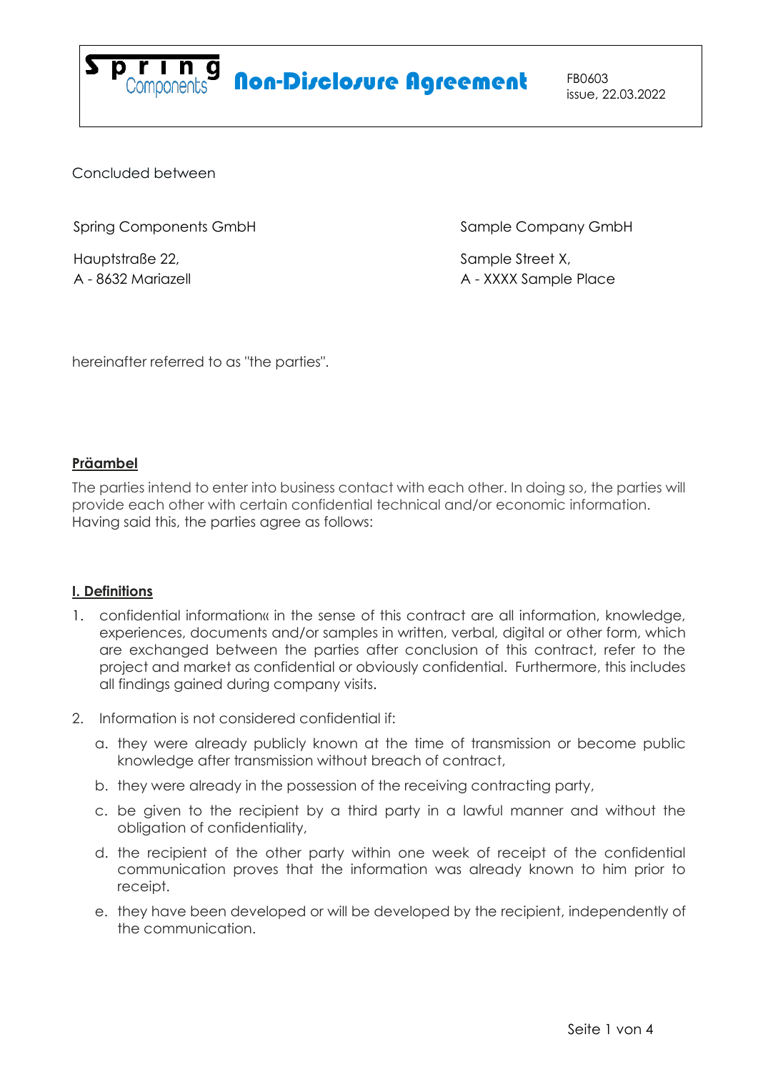# Spring Components Non-Disclosure Agreement

FB0603
issue, 22.03.2022

Concluded between

Spring Components GmbH

Hauptstraße 22,
A - 8632 Mariazell

Sample Company GmbH

Sample Street X,
A - XXXX Sample Place

hereinafter referred to as "the parties".

## Präambel

The parties intend to enter into business contact with each other. In doing so, the parties will provide each other with certain confidential technical and/or economic information. Having said this, the parties agree as follows:

## I. Definitions

1. confidential information« in the sense of this contract are all information, knowledge, experiences, documents and/or samples in written, verbal, digital or other form, which are exchanged between the parties after conclusion of this contract, refer to the project and market as confidential or obviously confidential. Furthermore, this includes all findings gained during company visits.

2. Information is not considered confidential if:

   a. they were already publicly known at the time of transmission or become public knowledge after transmission without breach of contract,

   b. they were already in the possession of the receiving contracting party,

   c. be given to the recipient by a third party in a lawful manner and without the obligation of confidentiality,

   d. the recipient of the other party within one week of receipt of the confidential communication proves that the information was already known to him prior to receipt.

   e. they have been developed or will be developed by the recipient, independently of the communication.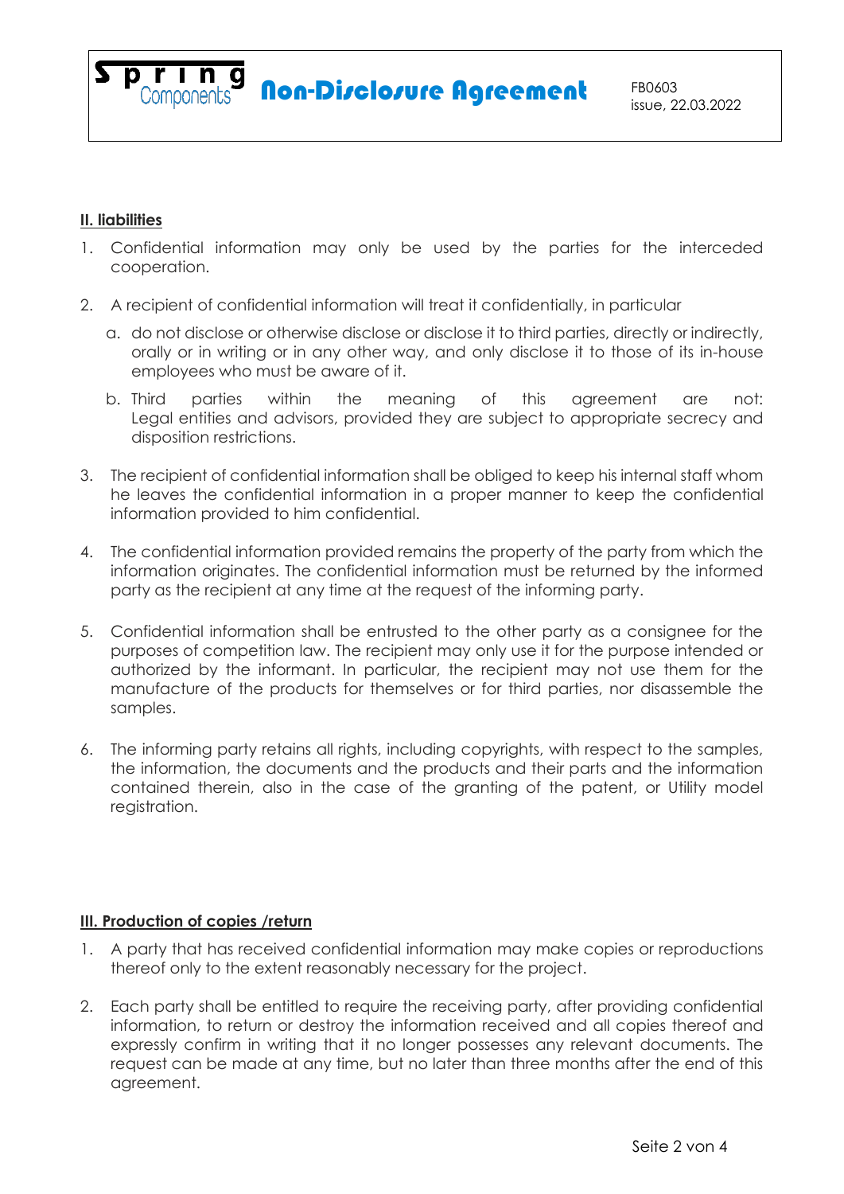## II. liabilities

1. Confidential information may only be used by the parties for the interceded cooperation.

2. A recipient of confidential information will treat it confidentially, in particular

   a. do not disclose or otherwise disclose or disclose it to third parties, directly or indirectly, orally or in writing or in any other way, and only disclose it to those of its in-house employees who must be aware of it.

   b. Third parties within the meaning of this agreement are not: Legal entities and advisors, provided they are subject to appropriate secrecy and disposition restrictions.

3. The recipient of confidential information shall be obliged to keep his internal staff whom he leaves the confidential information in a proper manner to keep the confidential information provided to him confidential.

4. The confidential information provided remains the property of the party from which the information originates. The confidential information must be returned by the informed party as the recipient at any time at the request of the informing party.

5. Confidential information shall be entrusted to the other party as a consignee for the purposes of competition law. The recipient may only use it for the purpose intended or authorized by the informant. In particular, the recipient may not use them for the manufacture of the products for themselves or for third parties, nor disassemble the samples.

6. The informing party retains all rights, including copyrights, with respect to the samples, the information, the documents and the products and their parts and the information contained therein, also in the case of the granting of the patent, or Utility model registration.

## III. Production of copies /return

1. A party that has received confidential information may make copies or reproductions thereof only to the extent reasonably necessary for the project.

2. Each party shall be entitled to require the receiving party, after providing confidential information, to return or destroy the information received and all copies thereof and expressly confirm in writing that it no longer possesses any relevant documents. The request can be made at any time, but no later than three months after the end of this agreement.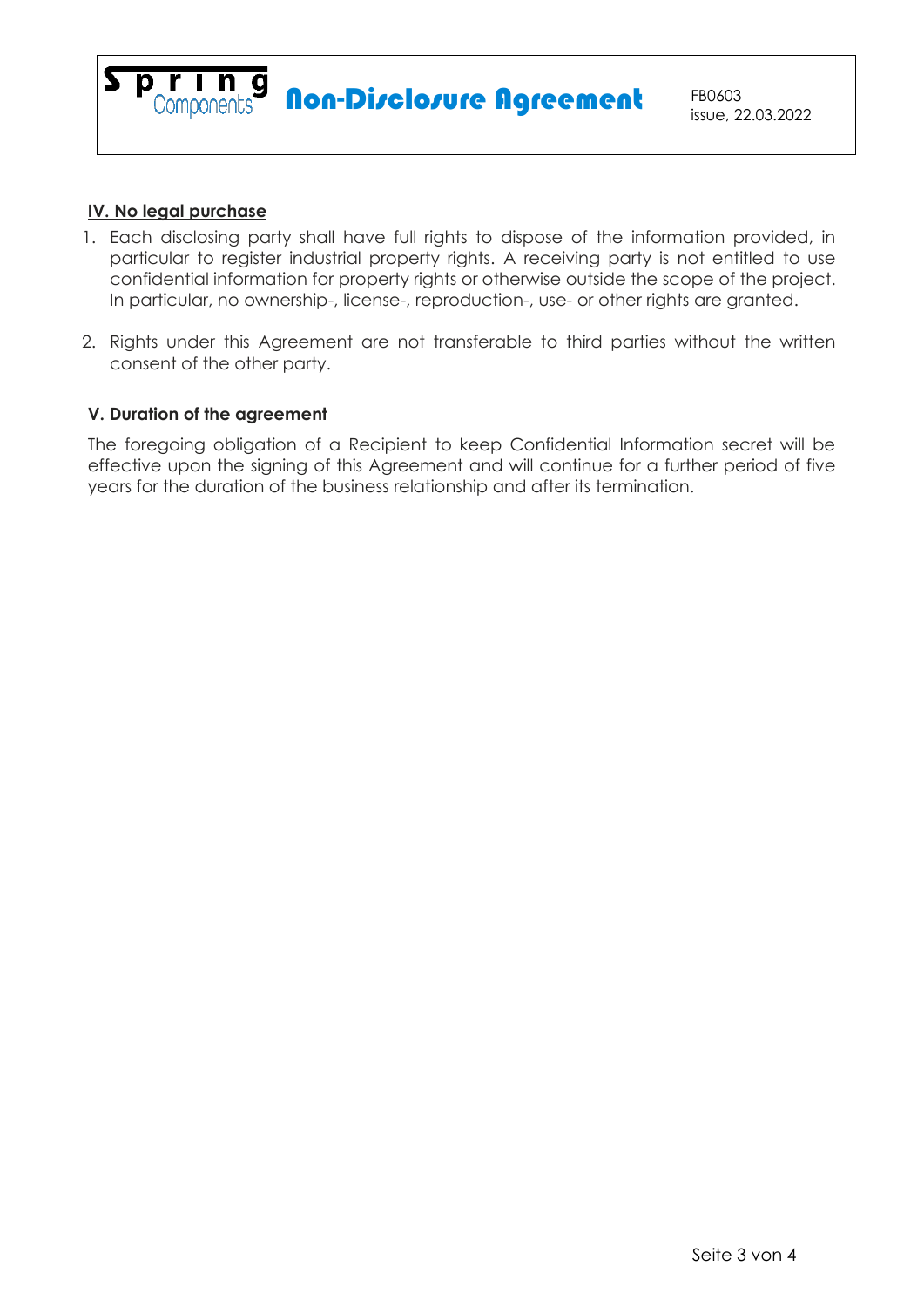## IV. No legal purchase

1. Each disclosing party shall have full rights to dispose of the information provided, in particular to register industrial property rights. A receiving party is not entitled to use confidential information for property rights or otherwise outside the scope of the project. In particular, no ownership-, license-, reproduction-, use- or other rights are granted.

2. Rights under this Agreement are not transferable to third parties without the written consent of the other party.

## V. Duration of the agreement

The foregoing obligation of a Recipient to keep Confidential Information secret will be effective upon the signing of this Agreement and will continue for a further period of five years for the duration of the business relationship and after its termination.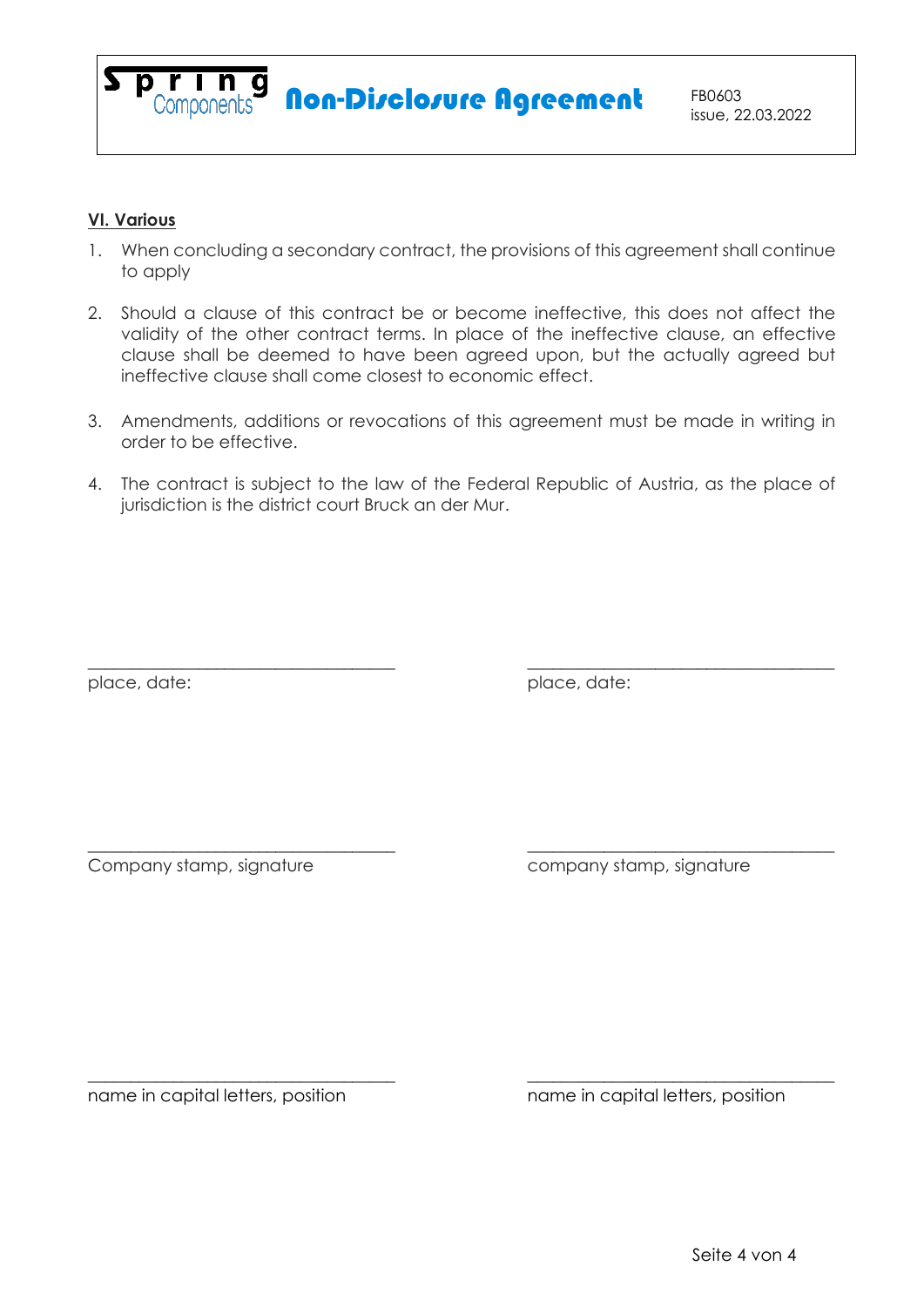## VI. Various

1. When concluding a secondary contract, the provisions of this agreement shall continue to apply

2. Should a clause of this contract be or become ineffective, this does not affect the validity of the other contract terms. In place of the ineffective clause, an effective clause shall be deemed to have been agreed upon, but the actually agreed but ineffective clause shall come closest to economic effect.

3. Amendments, additions or revocations of this agreement must be made in writing in order to be effective.

4. The contract is subject to the law of the Federal Republic of Austria, as the place of jurisdiction is the district court Bruck an der Mur.

| | |
|---|---|
| ___________________________________ | ___________________________________ |
| place, date: | place, date: |
| ___________________________________ | ___________________________________ |
| Company stamp, signature | company stamp, signature |
| ___________________________________ | ___________________________________ |
| name in capital letters, position | name in capital letters, position |